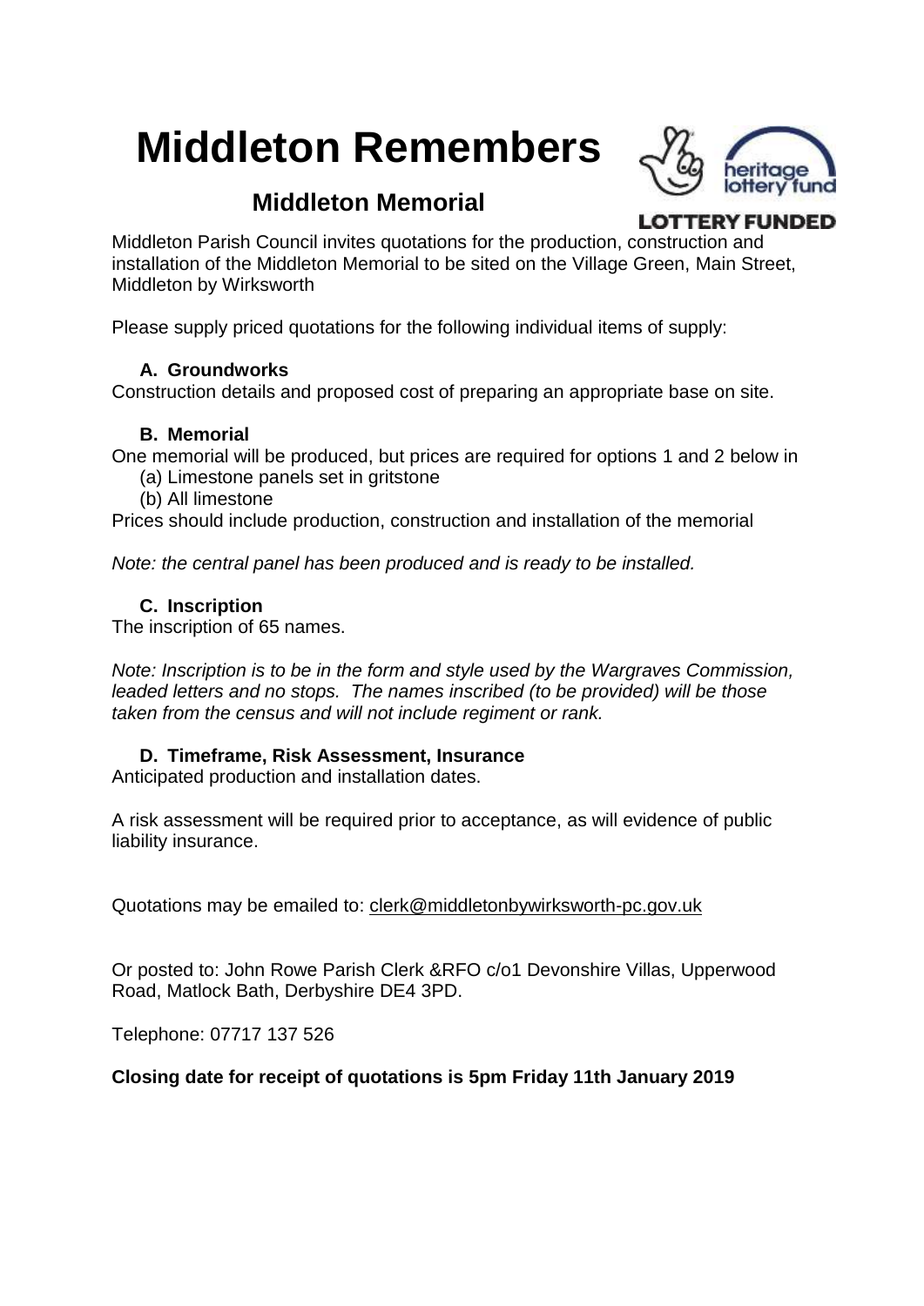# Middleton Remembers

## Middleton Memorial

heritage lottery fund

LOTTERY FUNDED

Middleton Parish Council invites quotations for the production, construction and installation of the Middleton Memorial to be sited on the Village Green, Main Street, Middleton by Wirksworth

Please supply priced quotations for the following individual items of supply:

**A. Groundworks**

Construction details and proposed cost of preparing an appropriate base on site.

**B. Memorial**

One memorial will be produced, but prices are required for options 1 and 2 below in

(a) Limestone panels set in gritstone

(b) All limestone

Prices should include production, construction and installation of the memorial

*Note: the central panel has been produced and is ready to be installed.*

**C. Inscription**

The inscription of 65 names.

*Note: Inscription is to be in the form and style used by the Wargraves Commission, leaded letters and no stops. The names inscribed (to be provided) will be those taken from the census and will not include regiment or rank.*

**D. Timeframe, Risk Assessment, Insurance**

Anticipated production and installation dates.

A risk assessment will be required prior to acceptance, as will evidence of public liability insurance.

Quotations may be emailed to: clerk@middletonbywirksworth-pc.gov.uk

Or posted to: John Rowe Parish Clerk &RFO c/o1 Devonshire Villas, Upperwood Road, Matlock Bath, Derbyshire DE4 3PD.

Telephone: 07717 137 526

**Closing date for receipt of quotations is 5pm Friday 11th January 2019**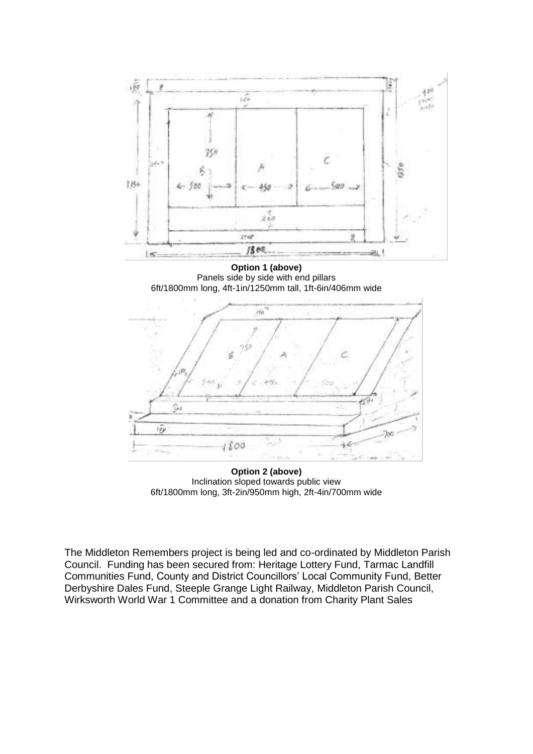**Option 1 (above)**
Panels side by side with end pillars
6ft/1800mm long, 4ft-1in/1250mm tall, 1ft-6in/406mm wide

**Option 2 (above)**
Inclination sloped towards public view
6ft/1800mm long, 3ft-2in/950mm high, 2ft-4in/700mm wide

The Middleton Remembers project is being led and co-ordinated by Middleton Parish Council. Funding has been secured from: Heritage Lottery Fund, Tarmac Landfill Communities Fund, County and District Councillors' Local Community Fund, Better Derbyshire Dales Fund, Steeple Grange Light Railway, Middleton Parish Council, Wirksworth World War 1 Committee and a donation from Charity Plant Sales